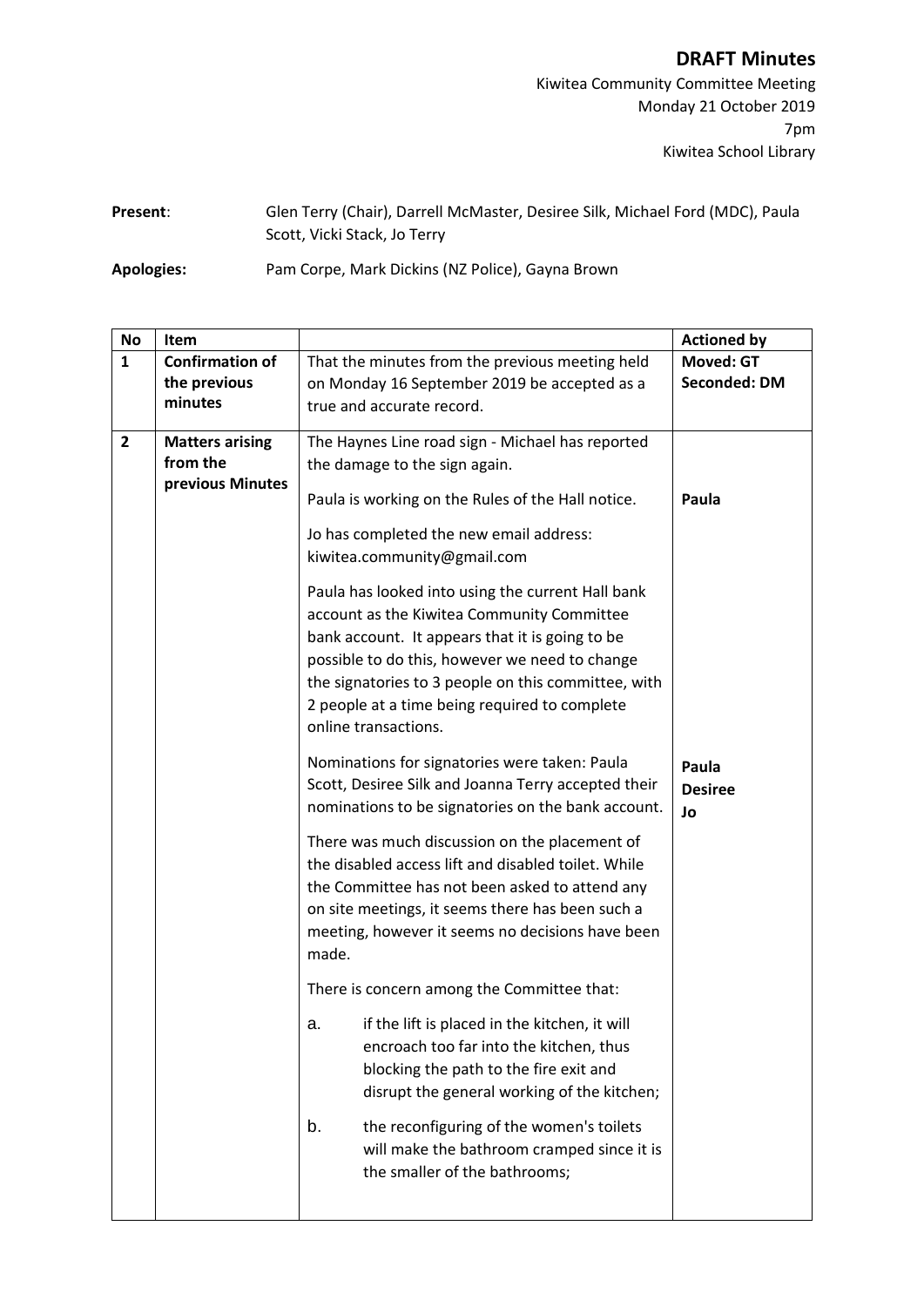# DRAFT Minutes

Kiwitea Community Committee Meeting
Monday 21 October 2019
7pm
Kiwitea School Library

**Present**: Glen Terry (Chair), Darrell McMaster, Desiree Silk, Michael Ford (MDC), Paula Scott, Vicki Stack, Jo Terry

**Apologies:** Pam Corpe, Mark Dickins (NZ Police), Gayna Brown

| No | Item | | Actioned by |
|---|---|---|---|
| **1** | **Confirmation of the previous minutes** | That the minutes from the previous meeting held on Monday 16 September 2019 be accepted as a true and accurate record. | **Moved: GT** <br> **Seconded: DM** |
| **2** | **Matters arising from the previous Minutes** | The Haynes Line road sign - Michael has reported the damage to the sign again. | |
| | | Paula is working on the Rules of the Hall notice. | **Paula** |
| | | Jo has completed the new email address: kiwitea.community@gmail.com | |
| | | Paula has looked into using the current Hall bank account as the Kiwitea Community Committee bank account. It appears that it is going to be possible to do this, however we need to change the signatories to 3 people on this committee, with 2 people at a time being required to complete online transactions. | |
| | | Nominations for signatories were taken: Paula Scott, Desiree Silk and Joanna Terry accepted their nominations to be signatories on the bank account. | **Paula** <br> **Desiree** <br> **Jo** |
| | | There was much discussion on the placement of the disabled access lift and disabled toilet. While the Committee has not been asked to attend any on site meetings, it seems there has been such a meeting, however it seems no decisions have been made. | |
| | | There is concern among the Committee that: <br> a. if the lift is placed in the kitchen, it will encroach too far into the kitchen, thus blocking the path to the fire exit and disrupt the general working of the kitchen; <br> b. the reconfiguring of the women's toilets will make the bathroom cramped since it is the smaller of the bathrooms; | |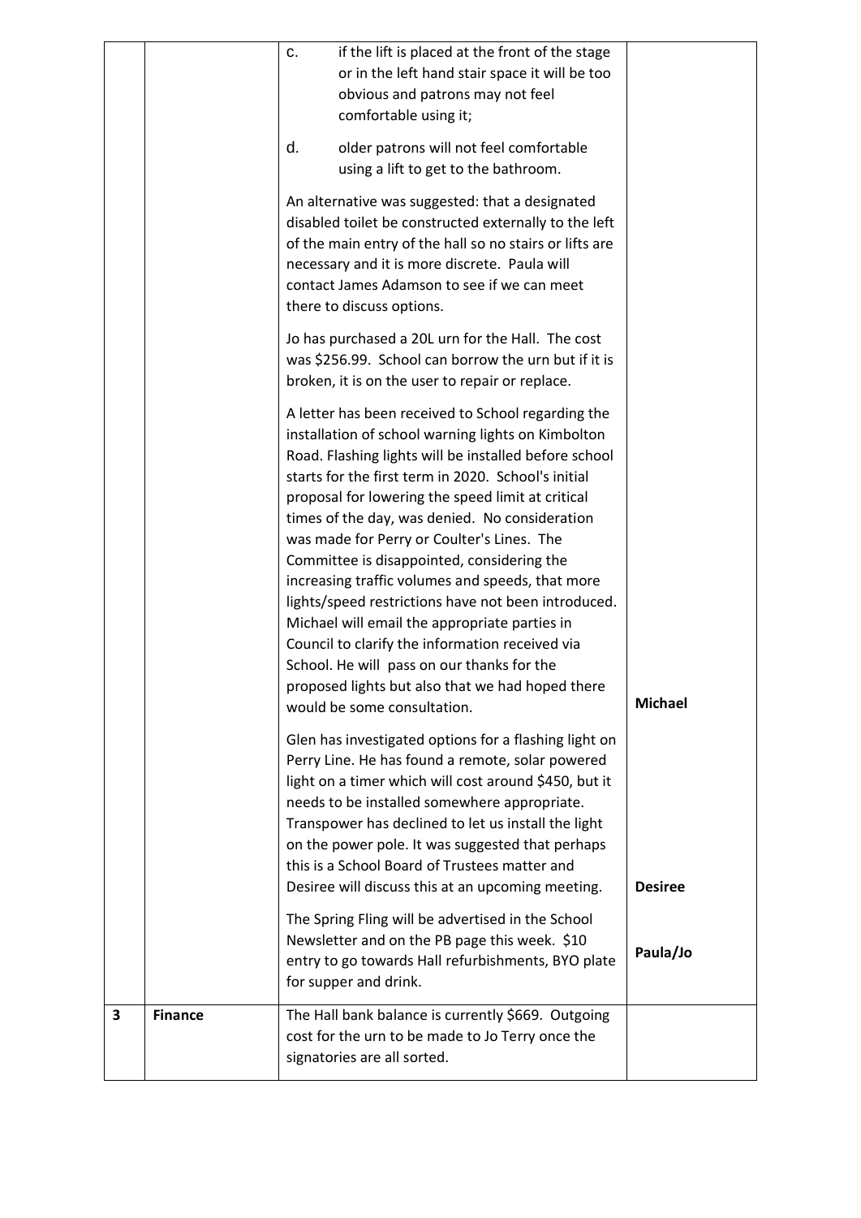| | | | |
|---|---|---|---|
| | | c. if the lift is placed at the front of the stage or in the left hand stair space it will be too obvious and patrons may not feel comfortable using it;<br><br>d. older patrons will not feel comfortable using a lift to get to the bathroom.<br><br>An alternative was suggested: that a designated disabled toilet be constructed externally to the left of the main entry of the hall so no stairs or lifts are necessary and it is more discrete. Paula will contact James Adamson to see if we can meet there to discuss options. | |
| | | Jo has purchased a 20L urn for the Hall. The cost was $256.99. School can borrow the urn but if it is broken, it is on the user to repair or replace. | |
| | | A letter has been received to School regarding the installation of school warning lights on Kimbolton Road. Flashing lights will be installed before school starts for the first term in 2020. School's initial proposal for lowering the speed limit at critical times of the day, was denied. No consideration was made for Perry or Coulter's Lines. The Committee is disappointed, considering the increasing traffic volumes and speeds, that more lights/speed restrictions have not been introduced. Michael will email the appropriate parties in Council to clarify the information received via School. He will pass on our thanks for the proposed lights but also that we had hoped there would be some consultation. | **Michael** |
| | | Glen has investigated options for a flashing light on Perry Line. He has found a remote, solar powered light on a timer which will cost around $450, but it needs to be installed somewhere appropriate. Transpower has declined to let us install the light on the power pole. It was suggested that perhaps this is a School Board of Trustees matter and Desiree will discuss this at an upcoming meeting. | **Desiree** |
| | | The Spring Fling will be advertised in the School Newsletter and on the PB page this week. $10 entry to go towards Hall refurbishments, BYO plate for supper and drink. | **Paula/Jo** |
| **3** | **Finance** | The Hall bank balance is currently $669. Outgoing cost for the urn to be made to Jo Terry once the signatories are all sorted. | |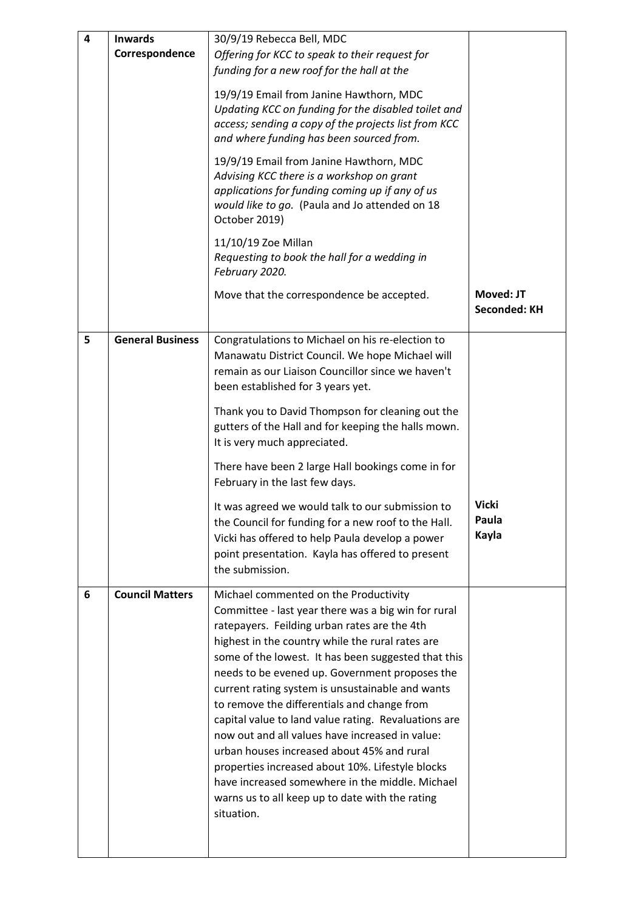| 4 | **Inwards Correspondence** | 30/9/19 Rebecca Bell, MDC<br>*Offering for KCC to speak to their request for funding for a new roof for the hall at the*<br><br>19/9/19 Email from Janine Hawthorn, MDC<br>*Updating KCC on funding for the disabled toilet and access; sending a copy of the projects list from KCC and where funding has been sourced from.*<br><br>19/9/19 Email from Janine Hawthorn, MDC<br>*Advising KCC there is a workshop on grant applications for funding coming up if any of us would like to go.* (Paula and Jo attended on 18 October 2019)<br><br>11/10/19 Zoe Millan<br>*Requesting to book the hall for a wedding in February 2020.*<br><br>Move that the correspondence be accepted. | **Moved: JT**<br>**Seconded: KH** |
|---|---|---|---|
| 5 | **General Business** | Congratulations to Michael on his re-election to Manawatu District Council. We hope Michael will remain as our Liaison Councillor since we haven't been established for 3 years yet.<br><br>Thank you to David Thompson for cleaning out the gutters of the Hall and for keeping the halls mown. It is very much appreciated.<br><br>There have been 2 large Hall bookings come in for February in the last few days.<br><br>It was agreed we would talk to our submission to the Council for funding for a new roof to the Hall. Vicki has offered to help Paula develop a power point presentation. Kayla has offered to present the submission. | **Vicki**<br>**Paula**<br>**Kayla** |
| 6 | **Council Matters** | Michael commented on the Productivity Committee - last year there was a big win for rural ratepayers. Feilding urban rates are the 4th highest in the country while the rural rates are some of the lowest. It has been suggested that this needs to be evened up. Government proposes the current rating system is unsustainable and wants to remove the differentials and change from capital value to land value rating. Revaluations are now out and all values have increased in value: urban houses increased about 45% and rural properties increased about 10%. Lifestyle blocks have increased somewhere in the middle. Michael warns us to all keep up to date with the rating situation. | |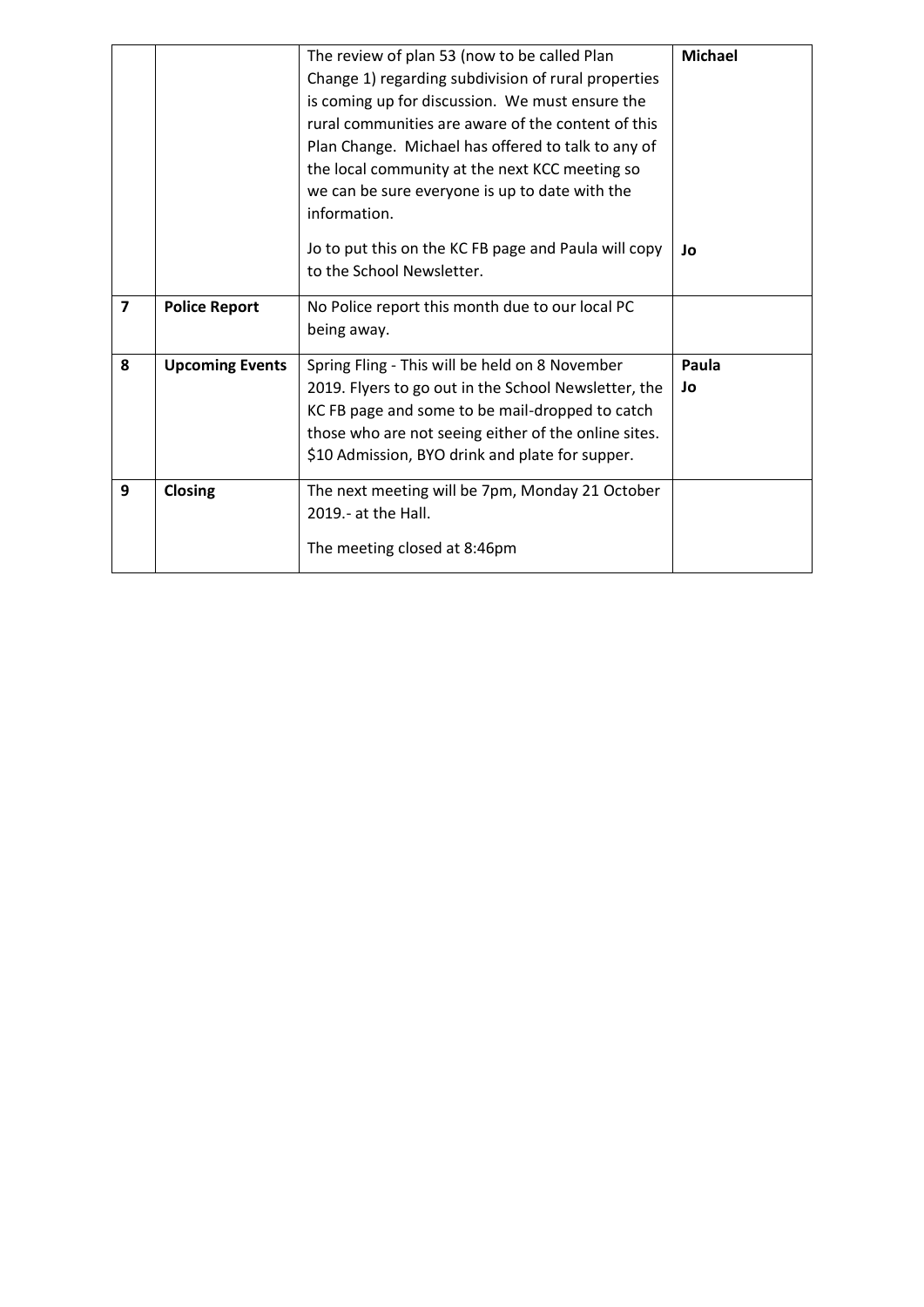| | | | |
|---|---|---|---|
| | | The review of plan 53 (now to be called Plan Change 1) regarding subdivision of rural properties is coming up for discussion. We must ensure the rural communities are aware of the content of this Plan Change. Michael has offered to talk to any of the local community at the next KCC meeting so we can be sure everyone is up to date with the information.<br><br>Jo to put this on the KC FB page and Paula will copy to the School Newsletter. | **Michael**<br><br>**Jo** |
| **7** | **Police Report** | No Police report this month due to our local PC being away. | |
| **8** | **Upcoming Events** | Spring Fling - This will be held on 8 November 2019. Flyers to go out in the School Newsletter, the KC FB page and some to be mail-dropped to catch those who are not seeing either of the online sites. $10 Admission, BYO drink and plate for supper. | **Paula**<br>**Jo** |
| **9** | **Closing** | The next meeting will be 7pm, Monday 21 October 2019.- at the Hall.<br><br>The meeting closed at 8:46pm | |